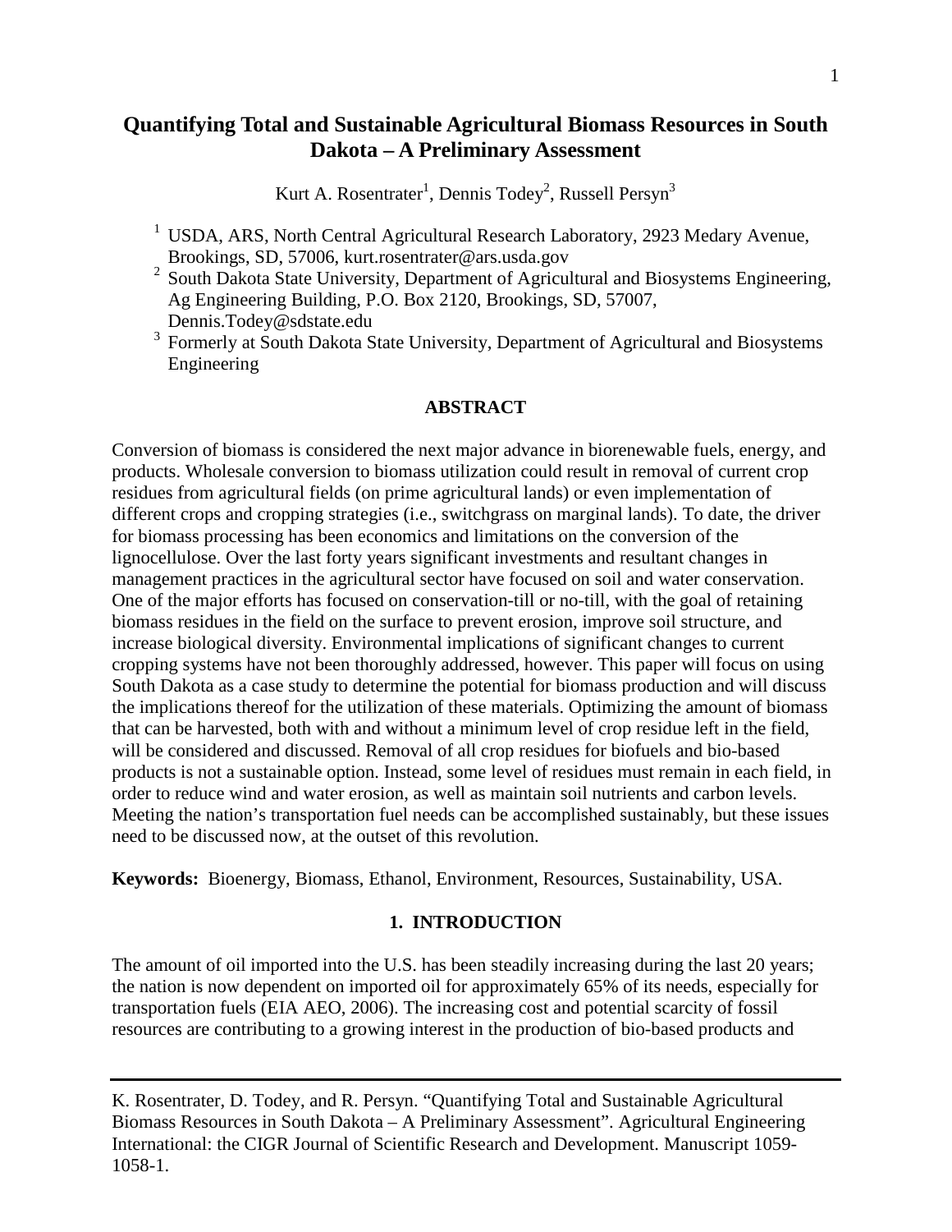# Quantifying Total and Sustainable Agricultural Biomass Resources in South Dakota – A Preliminary Assessment

Kurt A. Rosentrater[1], Dennis Todey[2], Russell Persyn[3]

[1] USDA, ARS, North Central Agricultural Research Laboratory, 2923 Medary Avenue, Brookings, SD, 57006, kurt.rosentrater@ars.usda.gov

[2] South Dakota State University, Department of Agricultural and Biosystems Engineering, Ag Engineering Building, P.O. Box 2120, Brookings, SD, 57007, Dennis.Todey@sdstate.edu

[3] Formerly at South Dakota State University, Department of Agricultural and Biosystems Engineering

## ABSTRACT

Conversion of biomass is considered the next major advance in biorenewable fuels, energy, and products. Wholesale conversion to biomass utilization could result in removal of current crop residues from agricultural fields (on prime agricultural lands) or even implementation of different crops and cropping strategies (i.e., switchgrass on marginal lands). To date, the driver for biomass processing has been economics and limitations on the conversion of the lignocellulose. Over the last forty years significant investments and resultant changes in management practices in the agricultural sector have focused on soil and water conservation. One of the major efforts has focused on conservation-till or no-till, with the goal of retaining biomass residues in the field on the surface to prevent erosion, improve soil structure, and increase biological diversity. Environmental implications of significant changes to current cropping systems have not been thoroughly addressed, however. This paper will focus on using South Dakota as a case study to determine the potential for biomass production and will discuss the implications thereof for the utilization of these materials. Optimizing the amount of biomass that can be harvested, both with and without a minimum level of crop residue left in the field, will be considered and discussed. Removal of all crop residues for biofuels and bio-based products is not a sustainable option. Instead, some level of residues must remain in each field, in order to reduce wind and water erosion, as well as maintain soil nutrients and carbon levels. Meeting the nation's transportation fuel needs can be accomplished sustainably, but these issues need to be discussed now, at the outset of this revolution.

**Keywords:** Bioenergy, Biomass, Ethanol, Environment, Resources, Sustainability, USA.

## 1. INTRODUCTION

The amount of oil imported into the U.S. has been steadily increasing during the last 20 years; the nation is now dependent on imported oil for approximately 65% of its needs, especially for transportation fuels (EIA AEO, 2006). The increasing cost and potential scarcity of fossil resources are contributing to a growing interest in the production of bio-based products and

---

K. Rosentrater, D. Todey, and R. Persyn. "Quantifying Total and Sustainable Agricultural Biomass Resources in South Dakota – A Preliminary Assessment". Agricultural Engineering International: the CIGR Journal of Scientific Research and Development. Manuscript 1059-1058-1.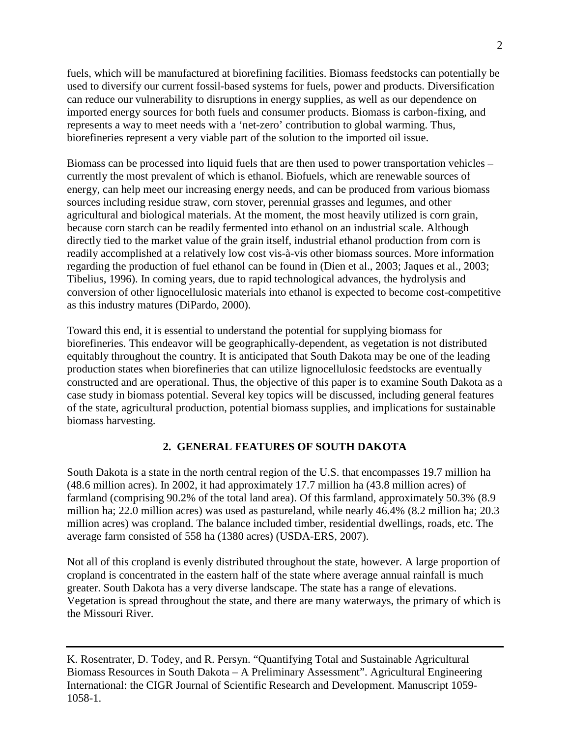fuels, which will be manufactured at biorefining facilities. Biomass feedstocks can potentially be used to diversify our current fossil-based systems for fuels, power and products. Diversification can reduce our vulnerability to disruptions in energy supplies, as well as our dependence on imported energy sources for both fuels and consumer products. Biomass is carbon-fixing, and represents a way to meet needs with a 'net-zero' contribution to global warming. Thus, biorefineries represent a very viable part of the solution to the imported oil issue.

Biomass can be processed into liquid fuels that are then used to power transportation vehicles – currently the most prevalent of which is ethanol. Biofuels, which are renewable sources of energy, can help meet our increasing energy needs, and can be produced from various biomass sources including residue straw, corn stover, perennial grasses and legumes, and other agricultural and biological materials. At the moment, the most heavily utilized is corn grain, because corn starch can be readily fermented into ethanol on an industrial scale. Although directly tied to the market value of the grain itself, industrial ethanol production from corn is readily accomplished at a relatively low cost vis-à-vis other biomass sources. More information regarding the production of fuel ethanol can be found in (Dien et al., 2003; Jaques et al., 2003; Tibelius, 1996). In coming years, due to rapid technological advances, the hydrolysis and conversion of other lignocellulosic materials into ethanol is expected to become cost-competitive as this industry matures (DiPardo, 2000).

Toward this end, it is essential to understand the potential for supplying biomass for biorefineries. This endeavor will be geographically-dependent, as vegetation is not distributed equitably throughout the country. It is anticipated that South Dakota may be one of the leading production states when biorefineries that can utilize lignocellulosic feedstocks are eventually constructed and are operational. Thus, the objective of this paper is to examine South Dakota as a case study in biomass potential. Several key topics will be discussed, including general features of the state, agricultural production, potential biomass supplies, and implications for sustainable biomass harvesting.

## 2. GENERAL FEATURES OF SOUTH DAKOTA

South Dakota is a state in the north central region of the U.S. that encompasses 19.7 million ha (48.6 million acres). In 2002, it had approximately 17.7 million ha (43.8 million acres) of farmland (comprising 90.2% of the total land area). Of this farmland, approximately 50.3% (8.9 million ha; 22.0 million acres) was used as pastureland, while nearly 46.4% (8.2 million ha; 20.3 million acres) was cropland. The balance included timber, residential dwellings, roads, etc. The average farm consisted of 558 ha (1380 acres) (USDA-ERS, 2007).

Not all of this cropland is evenly distributed throughout the state, however. A large proportion of cropland is concentrated in the eastern half of the state where average annual rainfall is much greater. South Dakota has a very diverse landscape. The state has a range of elevations. Vegetation is spread throughout the state, and there are many waterways, the primary of which is the Missouri River.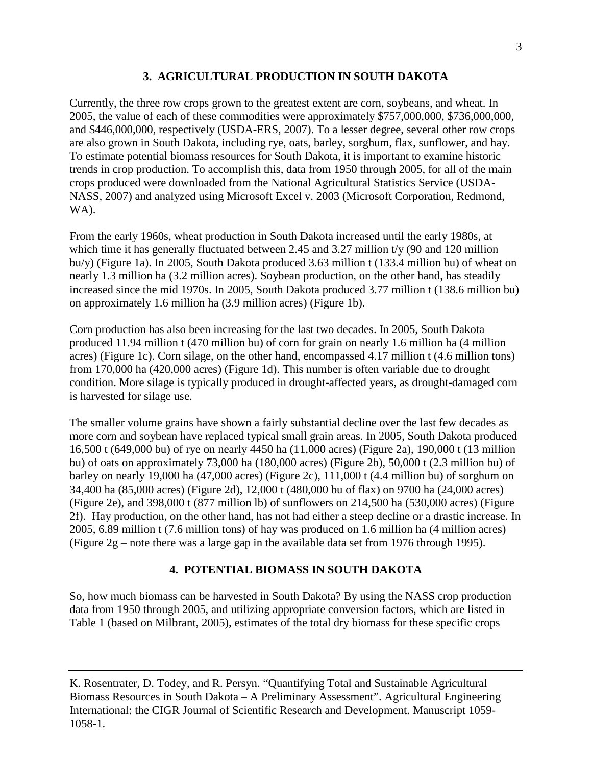## 3. AGRICULTURAL PRODUCTION IN SOUTH DAKOTA

Currently, the three row crops grown to the greatest extent are corn, soybeans, and wheat. In 2005, the value of each of these commodities were approximately $757,000,000, $736,000,000, and $446,000,000, respectively (USDA-ERS, 2007). To a lesser degree, several other row crops are also grown in South Dakota, including rye, oats, barley, sorghum, flax, sunflower, and hay. To estimate potential biomass resources for South Dakota, it is important to examine historic trends in crop production. To accomplish this, data from 1950 through 2005, for all of the main crops produced were downloaded from the National Agricultural Statistics Service (USDA-NASS, 2007) and analyzed using Microsoft Excel v. 2003 (Microsoft Corporation, Redmond, WA).

From the early 1960s, wheat production in South Dakota increased until the early 1980s, at which time it has generally fluctuated between 2.45 and 3.27 million t/y (90 and 120 million bu/y) (Figure 1a). In 2005, South Dakota produced 3.63 million t (133.4 million bu) of wheat on nearly 1.3 million ha (3.2 million acres). Soybean production, on the other hand, has steadily increased since the mid 1970s. In 2005, South Dakota produced 3.77 million t (138.6 million bu) on approximately 1.6 million ha (3.9 million acres) (Figure 1b).

Corn production has also been increasing for the last two decades. In 2005, South Dakota produced 11.94 million t (470 million bu) of corn for grain on nearly 1.6 million ha (4 million acres) (Figure 1c). Corn silage, on the other hand, encompassed 4.17 million t (4.6 million tons) from 170,000 ha (420,000 acres) (Figure 1d). This number is often variable due to drought condition. More silage is typically produced in drought-affected years, as drought-damaged corn is harvested for silage use.

The smaller volume grains have shown a fairly substantial decline over the last few decades as more corn and soybean have replaced typical small grain areas. In 2005, South Dakota produced 16,500 t (649,000 bu) of rye on nearly 4450 ha (11,000 acres) (Figure 2a), 190,000 t (13 million bu) of oats on approximately 73,000 ha (180,000 acres) (Figure 2b), 50,000 t (2.3 million bu) of barley on nearly 19,000 ha (47,000 acres) (Figure 2c), 111,000 t (4.4 million bu) of sorghum on 34,400 ha (85,000 acres) (Figure 2d), 12,000 t (480,000 bu of flax) on 9700 ha (24,000 acres) (Figure 2e), and 398,000 t (877 million lb) of sunflowers on 214,500 ha (530,000 acres) (Figure 2f). Hay production, on the other hand, has not had either a steep decline or a drastic increase. In 2005, 6.89 million t (7.6 million tons) of hay was produced on 1.6 million ha (4 million acres) (Figure 2g – note there was a large gap in the available data set from 1976 through 1995).

## 4. POTENTIAL BIOMASS IN SOUTH DAKOTA

So, how much biomass can be harvested in South Dakota? By using the NASS crop production data from 1950 through 2005, and utilizing appropriate conversion factors, which are listed in Table 1 (based on Milbrant, 2005), estimates of the total dry biomass for these specific crops

---

K. Rosentrater, D. Todey, and R. Persyn. "Quantifying Total and Sustainable Agricultural Biomass Resources in South Dakota – A Preliminary Assessment". Agricultural Engineering International: the CIGR Journal of Scientific Research and Development. Manuscript 1059-1058-1.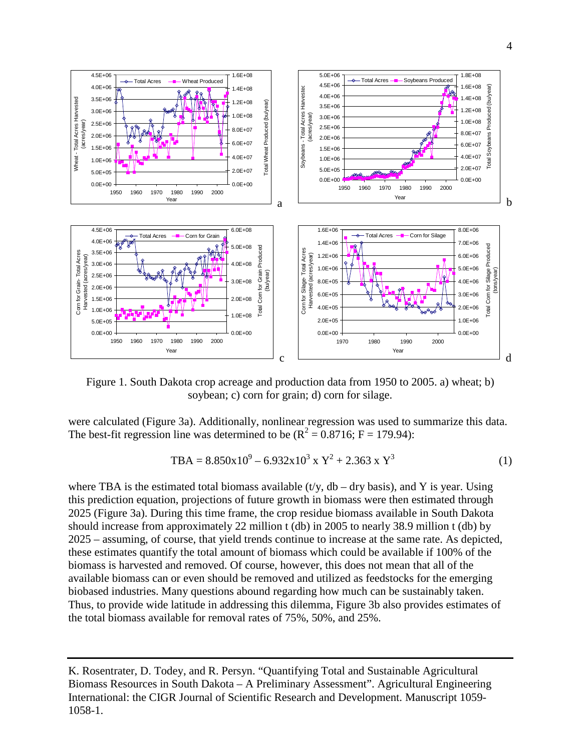Figure 1. South Dakota crop acreage and production data from 1950 to 2005. a) wheat; b) soybean; c) corn for grain; d) corn for silage.

were calculated (Figure 3a). Additionally, nonlinear regression was used to summarize this data. The best-fit regression line was determined to be ($R^2 = 0.8716$; F = 179.94):

$$\text{TBA} = 8.850\text{x}10^9 - 6.932\text{x}10^3 \text{ x } \text{Y}^2 + 2.363 \text{ x } \text{Y}^3 \tag{1}$$

where TBA is the estimated total biomass available (t/y, db – dry basis), and Y is year. Using this prediction equation, projections of future growth in biomass were then estimated through 2025 (Figure 3a). During this time frame, the crop residue biomass available in South Dakota should increase from approximately 22 million t (db) in 2005 to nearly 38.9 million t (db) by 2025 – assuming, of course, that yield trends continue to increase at the same rate. As depicted, these estimates quantify the total amount of biomass which could be available if 100% of the biomass is harvested and removed. Of course, however, this does not mean that all of the available biomass can or even should be removed and utilized as feedstocks for the emerging biobased industries. Many questions abound regarding how much can be sustainably taken. Thus, to provide wide latitude in addressing this dilemma, Figure 3b also provides estimates of the total biomass available for removal rates of 75%, 50%, and 25%.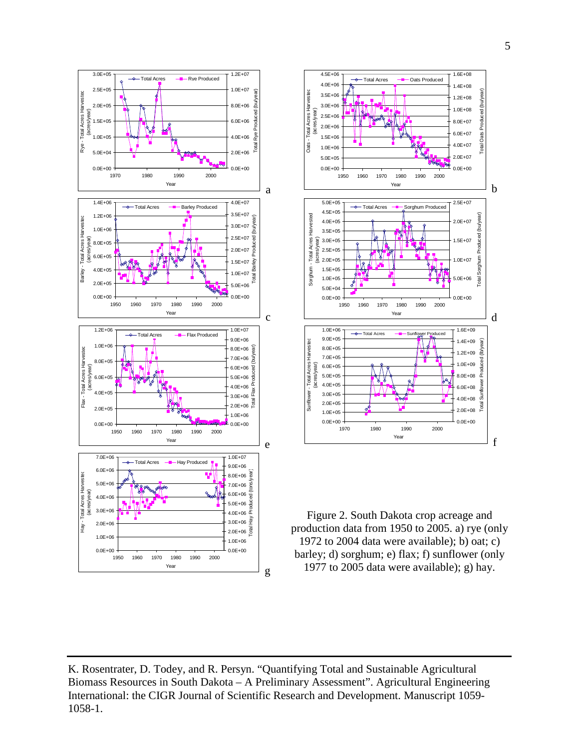Figure 2. South Dakota crop acreage and production data from 1950 to 2005. a) rye (only 1972 to 2004 data were available); b) oat; c) barley; d) sorghum; e) flax; f) sunflower (only 1977 to 2005 data were available); g) hay.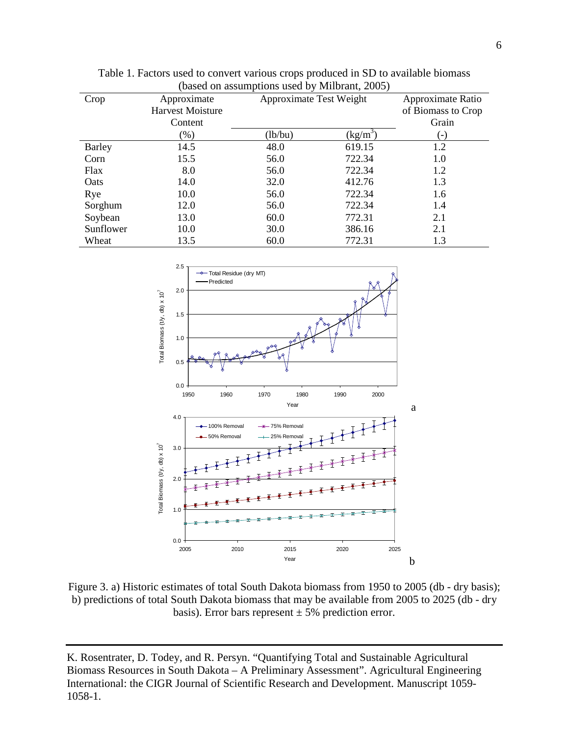Table 1. Factors used to convert various crops produced in SD to available biomass (based on assumptions used by Milbrant, 2005)

| Crop | Approximate Harvest Moisture Content | Approximate Test Weight | | Approximate Ratio of Biomass to Crop Grain |
|---|---|---|---|---|
| | (%) | (lb/bu) | ($kg/m^3$) | (-) |
| Barley | 14.5 | 48.0 | 619.15 | 1.2 |
| Corn | 15.5 | 56.0 | 722.34 | 1.0 |
| Flax | 8.0 | 56.0 | 722.34 | 1.2 |
| Oats | 14.0 | 32.0 | 412.76 | 1.3 |
| Rye | 10.0 | 56.0 | 722.34 | 1.6 |
| Sorghum | 12.0 | 56.0 | 722.34 | 1.4 |
| Soybean | 13.0 | 60.0 | 772.31 | 2.1 |
| Sunflower | 10.0 | 30.0 | 386.16 | 2.1 |
| Wheat | 13.5 | 60.0 | 772.31 | 1.3 |

Figure 3. a) Historic estimates of total South Dakota biomass from 1950 to 2005 (db - dry basis); b) predictions of total South Dakota biomass that may be available from 2005 to 2025 (db - dry basis). Error bars represent ± 5% prediction error.

K. Rosentrater, D. Todey, and R. Persyn. "Quantifying Total and Sustainable Agricultural Biomass Resources in South Dakota – A Preliminary Assessment". Agricultural Engineering International: the CIGR Journal of Scientific Research and Development. Manuscript 1059-1058-1.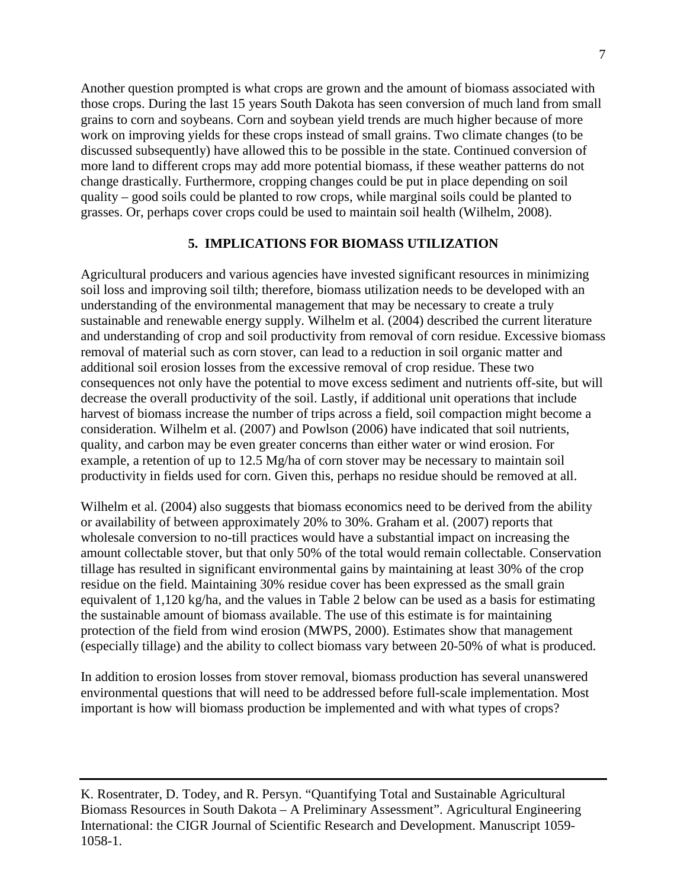Another question prompted is what crops are grown and the amount of biomass associated with those crops. During the last 15 years South Dakota has seen conversion of much land from small grains to corn and soybeans. Corn and soybean yield trends are much higher because of more work on improving yields for these crops instead of small grains. Two climate changes (to be discussed subsequently) have allowed this to be possible in the state. Continued conversion of more land to different crops may add more potential biomass, if these weather patterns do not change drastically. Furthermore, cropping changes could be put in place depending on soil quality – good soils could be planted to row crops, while marginal soils could be planted to grasses. Or, perhaps cover crops could be used to maintain soil health (Wilhelm, 2008).

## 5. IMPLICATIONS FOR BIOMASS UTILIZATION

Agricultural producers and various agencies have invested significant resources in minimizing soil loss and improving soil tilth; therefore, biomass utilization needs to be developed with an understanding of the environmental management that may be necessary to create a truly sustainable and renewable energy supply. Wilhelm et al. (2004) described the current literature and understanding of crop and soil productivity from removal of corn residue. Excessive biomass removal of material such as corn stover, can lead to a reduction in soil organic matter and additional soil erosion losses from the excessive removal of crop residue. These two consequences not only have the potential to move excess sediment and nutrients off-site, but will decrease the overall productivity of the soil. Lastly, if additional unit operations that include harvest of biomass increase the number of trips across a field, soil compaction might become a consideration. Wilhelm et al. (2007) and Powlson (2006) have indicated that soil nutrients, quality, and carbon may be even greater concerns than either water or wind erosion. For example, a retention of up to 12.5 Mg/ha of corn stover may be necessary to maintain soil productivity in fields used for corn. Given this, perhaps no residue should be removed at all.

Wilhelm et al. (2004) also suggests that biomass economics need to be derived from the ability or availability of between approximately 20% to 30%. Graham et al. (2007) reports that wholesale conversion to no-till practices would have a substantial impact on increasing the amount collectable stover, but that only 50% of the total would remain collectable. Conservation tillage has resulted in significant environmental gains by maintaining at least 30% of the crop residue on the field. Maintaining 30% residue cover has been expressed as the small grain equivalent of 1,120 kg/ha, and the values in Table 2 below can be used as a basis for estimating the sustainable amount of biomass available. The use of this estimate is for maintaining protection of the field from wind erosion (MWPS, 2000). Estimates show that management (especially tillage) and the ability to collect biomass vary between 20-50% of what is produced.

In addition to erosion losses from stover removal, biomass production has several unanswered environmental questions that will need to be addressed before full-scale implementation. Most important is how will biomass production be implemented and with what types of crops?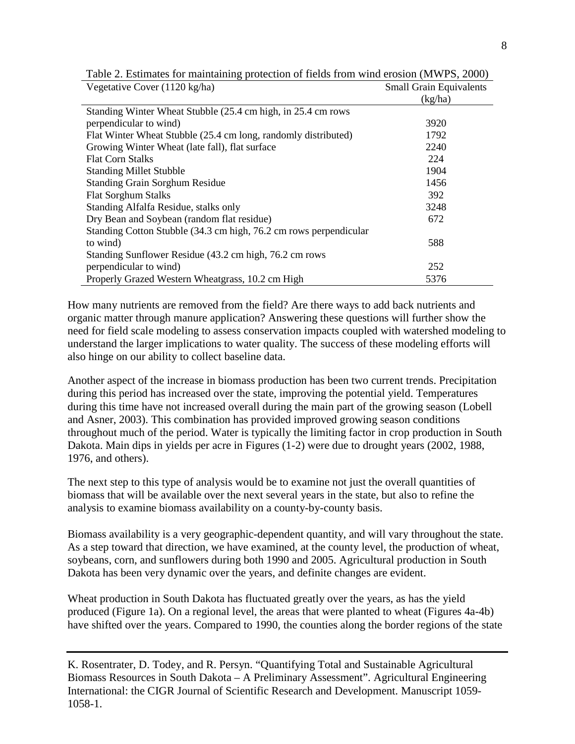Table 2. Estimates for maintaining protection of fields from wind erosion (MWPS, 2000)

| Vegetative Cover (1120 kg/ha) | Small Grain Equivalents (kg/ha) |
|---|---|
| Standing Winter Wheat Stubble (25.4 cm high, in 25.4 cm rows perpendicular to wind) | 3920 |
| Flat Winter Wheat Stubble (25.4 cm long, randomly distributed) | 1792 |
| Growing Winter Wheat (late fall), flat surface | 2240 |
| Flat Corn Stalks | 224 |
| Standing Millet Stubble | 1904 |
| Standing Grain Sorghum Residue | 1456 |
| Flat Sorghum Stalks | 392 |
| Standing Alfalfa Residue, stalks only | 3248 |
| Dry Bean and Soybean (random flat residue) | 672 |
| Standing Cotton Stubble (34.3 cm high, 76.2 cm rows perpendicular to wind) | 588 |
| Standing Sunflower Residue (43.2 cm high, 76.2 cm rows perpendicular to wind) | 252 |
| Properly Grazed Western Wheatgrass, 10.2 cm High | 5376 |

How many nutrients are removed from the field? Are there ways to add back nutrients and organic matter through manure application? Answering these questions will further show the need for field scale modeling to assess conservation impacts coupled with watershed modeling to understand the larger implications to water quality. The success of these modeling efforts will also hinge on our ability to collect baseline data.

Another aspect of the increase in biomass production has been two current trends. Precipitation during this period has increased over the state, improving the potential yield. Temperatures during this time have not increased overall during the main part of the growing season (Lobell and Asner, 2003). This combination has provided improved growing season conditions throughout much of the period. Water is typically the limiting factor in crop production in South Dakota. Main dips in yields per acre in Figures (1-2) were due to drought years (2002, 1988, 1976, and others).

The next step to this type of analysis would be to examine not just the overall quantities of biomass that will be available over the next several years in the state, but also to refine the analysis to examine biomass availability on a county-by-county basis.

Biomass availability is a very geographic-dependent quantity, and will vary throughout the state. As a step toward that direction, we have examined, at the county level, the production of wheat, soybeans, corn, and sunflowers during both 1990 and 2005. Agricultural production in South Dakota has been very dynamic over the years, and definite changes are evident.

Wheat production in South Dakota has fluctuated greatly over the years, as has the yield produced (Figure 1a). On a regional level, the areas that were planted to wheat (Figures 4a-4b) have shifted over the years. Compared to 1990, the counties along the border regions of the state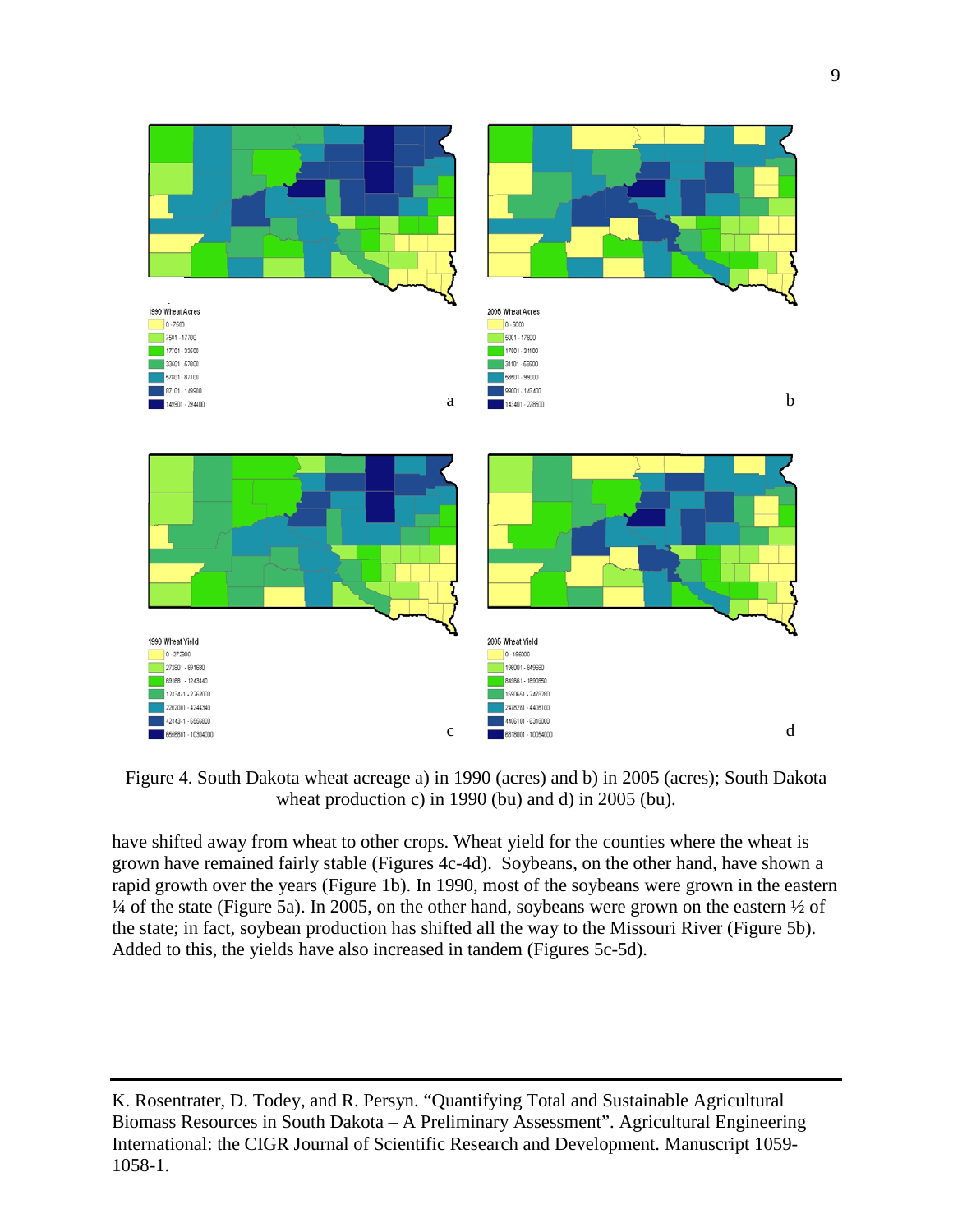Figure 4. South Dakota wheat acreage a) in 1990 (acres) and b) in 2005 (acres); South Dakota wheat production c) in 1990 (bu) and d) in 2005 (bu).

have shifted away from wheat to other crops. Wheat yield for the counties where the wheat is grown have remained fairly stable (Figures 4c-4d). Soybeans, on the other hand, have shown a rapid growth over the years (Figure 1b). In 1990, most of the soybeans were grown in the eastern ¼ of the state (Figure 5a). In 2005, on the other hand, soybeans were grown on the eastern ½ of the state; in fact, soybean production has shifted all the way to the Missouri River (Figure 5b). Added to this, the yields have also increased in tandem (Figures 5c-5d).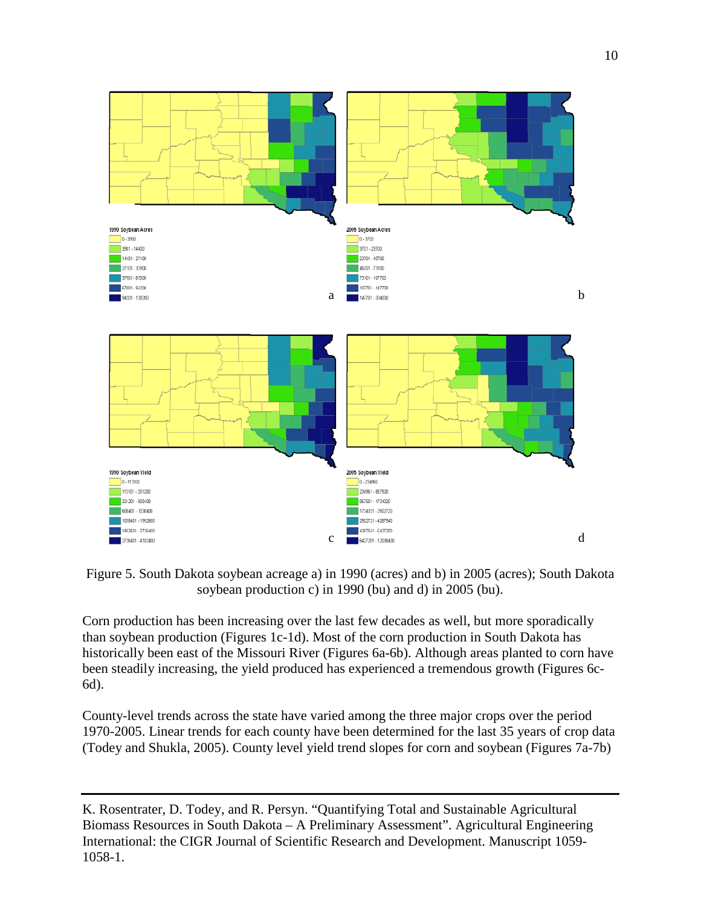Figure 5. South Dakota soybean acreage a) in 1990 (acres) and b) in 2005 (acres); South Dakota soybean production c) in 1990 (bu) and d) in 2005 (bu).

Corn production has been increasing over the last few decades as well, but more sporadically than soybean production (Figures 1c-1d). Most of the corn production in South Dakota has historically been east of the Missouri River (Figures 6a-6b). Although areas planted to corn have been steadily increasing, the yield produced has experienced a tremendous growth (Figures 6c-6d).

County-level trends across the state have varied among the three major crops over the period 1970-2005. Linear trends for each county have been determined for the last 35 years of crop data (Todey and Shukla, 2005). County level yield trend slopes for corn and soybean (Figures 7a-7b)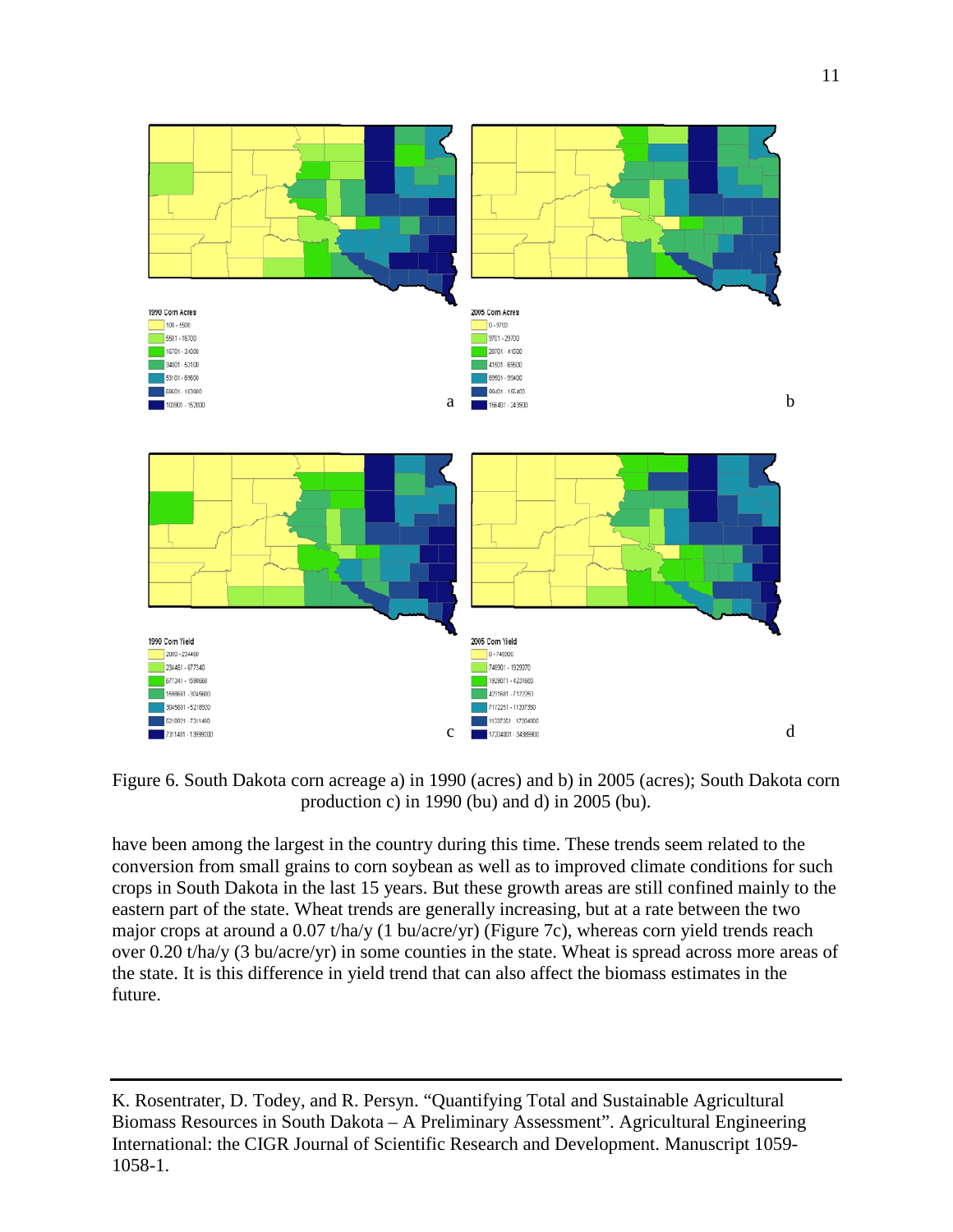Figure 6. South Dakota corn acreage a) in 1990 (acres) and b) in 2005 (acres); South Dakota corn production c) in 1990 (bu) and d) in 2005 (bu).

have been among the largest in the country during this time. These trends seem related to the conversion from small grains to corn soybean as well as to improved climate conditions for such crops in South Dakota in the last 15 years. But these growth areas are still confined mainly to the eastern part of the state. Wheat trends are generally increasing, but at a rate between the two major crops at around a 0.07 t/ha/y (1 bu/acre/yr) (Figure 7c), whereas corn yield trends reach over 0.20 t/ha/y (3 bu/acre/yr) in some counties in the state. Wheat is spread across more areas of the state. It is this difference in yield trend that can also affect the biomass estimates in the future.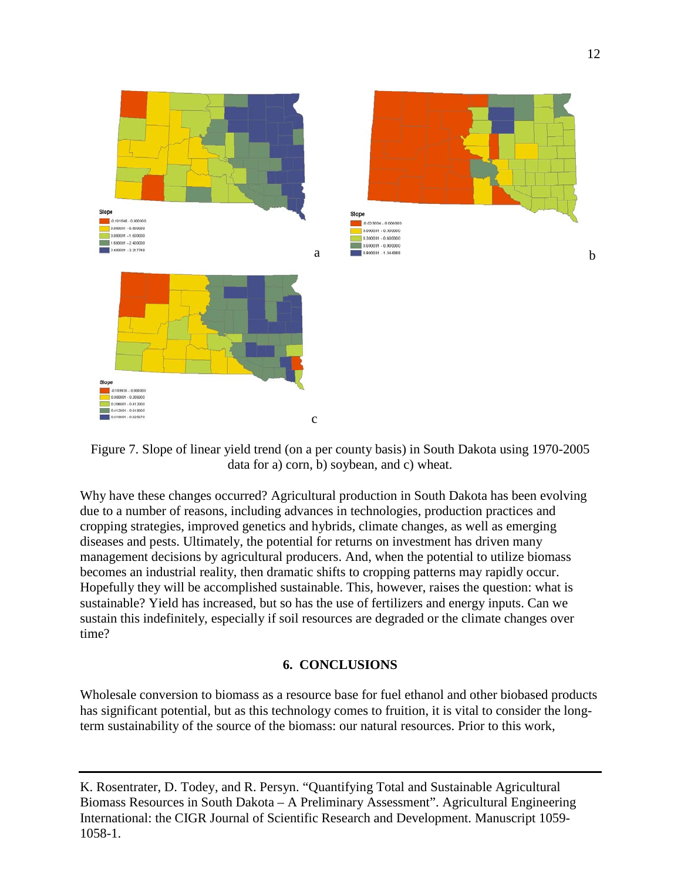Figure 7. Slope of linear yield trend (on a per county basis) in South Dakota using 1970-2005 data for a) corn, b) soybean, and c) wheat.

Why have these changes occurred? Agricultural production in South Dakota has been evolving due to a number of reasons, including advances in technologies, production practices and cropping strategies, improved genetics and hybrids, climate changes, as well as emerging diseases and pests. Ultimately, the potential for returns on investment has driven many management decisions by agricultural producers. And, when the potential to utilize biomass becomes an industrial reality, then dramatic shifts to cropping patterns may rapidly occur. Hopefully they will be accomplished sustainable. This, however, raises the question: what is sustainable? Yield has increased, but so has the use of fertilizers and energy inputs. Can we sustain this indefinitely, especially if soil resources are degraded or the climate changes over time?

## 6. CONCLUSIONS

Wholesale conversion to biomass as a resource base for fuel ethanol and other biobased products has significant potential, but as this technology comes to fruition, it is vital to consider the long-term sustainability of the source of the biomass: our natural resources. Prior to this work,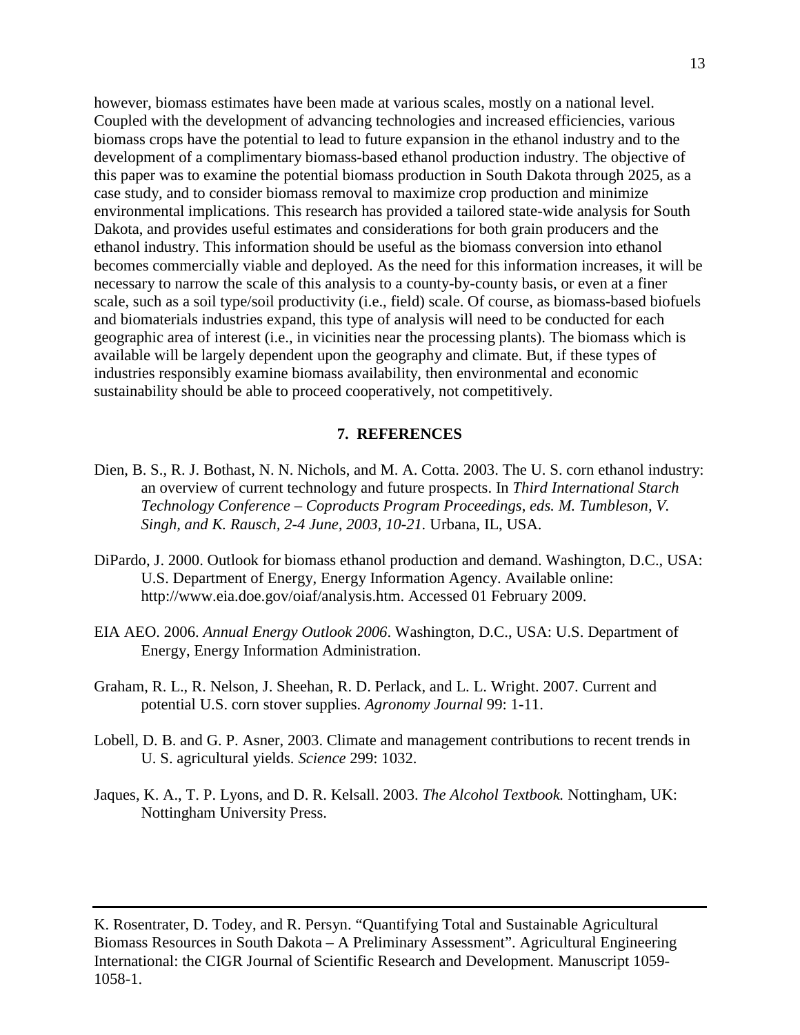however, biomass estimates have been made at various scales, mostly on a national level. Coupled with the development of advancing technologies and increased efficiencies, various biomass crops have the potential to lead to future expansion in the ethanol industry and to the development of a complimentary biomass-based ethanol production industry. The objective of this paper was to examine the potential biomass production in South Dakota through 2025, as a case study, and to consider biomass removal to maximize crop production and minimize environmental implications. This research has provided a tailored state-wide analysis for South Dakota, and provides useful estimates and considerations for both grain producers and the ethanol industry. This information should be useful as the biomass conversion into ethanol becomes commercially viable and deployed. As the need for this information increases, it will be necessary to narrow the scale of this analysis to a county-by-county basis, or even at a finer scale, such as a soil type/soil productivity (i.e., field) scale. Of course, as biomass-based biofuels and biomaterials industries expand, this type of analysis will need to be conducted for each geographic area of interest (i.e., in vicinities near the processing plants). The biomass which is available will be largely dependent upon the geography and climate. But, if these types of industries responsibly examine biomass availability, then environmental and economic sustainability should be able to proceed cooperatively, not competitively.

## 7. REFERENCES

Dien, B. S., R. J. Bothast, N. N. Nichols, and M. A. Cotta. 2003. The U. S. corn ethanol industry: an overview of current technology and future prospects. In *Third International Starch Technology Conference – Coproducts Program Proceedings, eds. M. Tumbleson, V. Singh, and K. Rausch, 2-4 June, 2003, 10-21.* Urbana, IL, USA.

DiPardo, J. 2000. Outlook for biomass ethanol production and demand. Washington, D.C., USA: U.S. Department of Energy, Energy Information Agency. Available online: http://www.eia.doe.gov/oiaf/analysis.htm. Accessed 01 February 2009.

EIA AEO. 2006. *Annual Energy Outlook 2006*. Washington, D.C., USA: U.S. Department of Energy, Energy Information Administration.

Graham, R. L., R. Nelson, J. Sheehan, R. D. Perlack, and L. L. Wright. 2007. Current and potential U.S. corn stover supplies. *Agronomy Journal* 99: 1-11.

Lobell, D. B. and G. P. Asner, 2003. Climate and management contributions to recent trends in U. S. agricultural yields. *Science* 299: 1032.

Jaques, K. A., T. P. Lyons, and D. R. Kelsall. 2003. *The Alcohol Textbook.* Nottingham, UK: Nottingham University Press.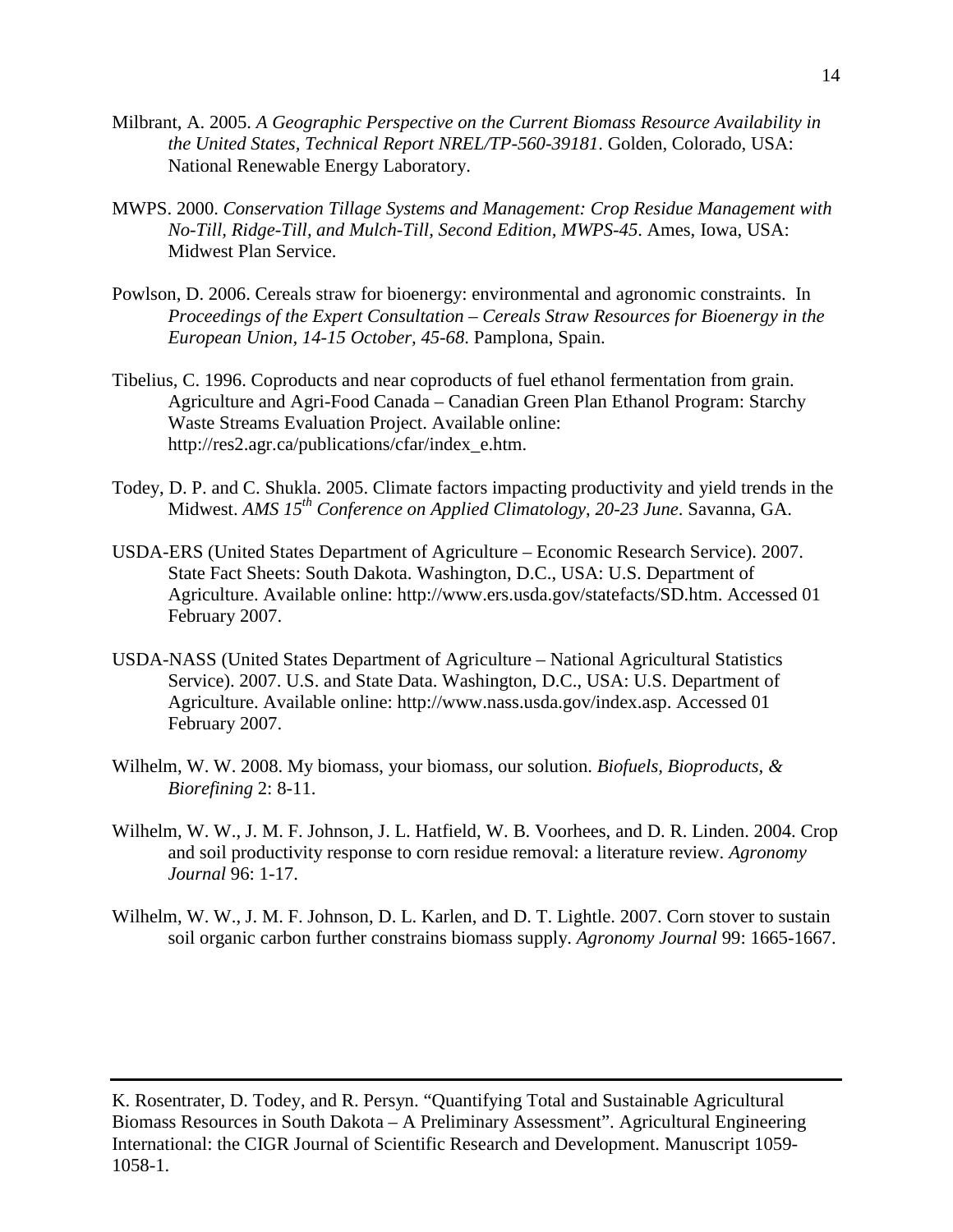Milbrant, A. 2005. *A Geographic Perspective on the Current Biomass Resource Availability in the United States*, *Technical Report NREL/TP-560-39181*. Golden, Colorado, USA: National Renewable Energy Laboratory.

MWPS. 2000. *Conservation Tillage Systems and Management: Crop Residue Management with No-Till, Ridge-Till, and Mulch-Till, Second Edition, MWPS-45*. Ames, Iowa, USA: Midwest Plan Service.

Powlson, D. 2006. Cereals straw for bioenergy: environmental and agronomic constraints. In *Proceedings of the Expert Consultation – Cereals Straw Resources for Bioenergy in the European Union, 14-15 October, 45-68*. Pamplona, Spain.

Tibelius, C. 1996. Coproducts and near coproducts of fuel ethanol fermentation from grain. Agriculture and Agri-Food Canada – Canadian Green Plan Ethanol Program: Starchy Waste Streams Evaluation Project. Available online: http://res2.agr.ca/publications/cfar/index_e.htm.

Todey, D. P. and C. Shukla. 2005. Climate factors impacting productivity and yield trends in the Midwest. *AMS 15th Conference on Applied Climatology*, *20-23 June*. Savanna, GA.

USDA-ERS (United States Department of Agriculture – Economic Research Service). 2007. State Fact Sheets: South Dakota. Washington, D.C., USA: U.S. Department of Agriculture. Available online: http://www.ers.usda.gov/statefacts/SD.htm. Accessed 01 February 2007.

USDA-NASS (United States Department of Agriculture – National Agricultural Statistics Service). 2007. U.S. and State Data. Washington, D.C., USA: U.S. Department of Agriculture. Available online: http://www.nass.usda.gov/index.asp. Accessed 01 February 2007.

Wilhelm, W. W. 2008. My biomass, your biomass, our solution. *Biofuels, Bioproducts, & Biorefining* 2: 8-11.

Wilhelm, W. W., J. M. F. Johnson, J. L. Hatfield, W. B. Voorhees, and D. R. Linden. 2004. Crop and soil productivity response to corn residue removal: a literature review. *Agronomy Journal* 96: 1-17.

Wilhelm, W. W., J. M. F. Johnson, D. L. Karlen, and D. T. Lightle. 2007. Corn stover to sustain soil organic carbon further constrains biomass supply. *Agronomy Journal* 99: 1665-1667.